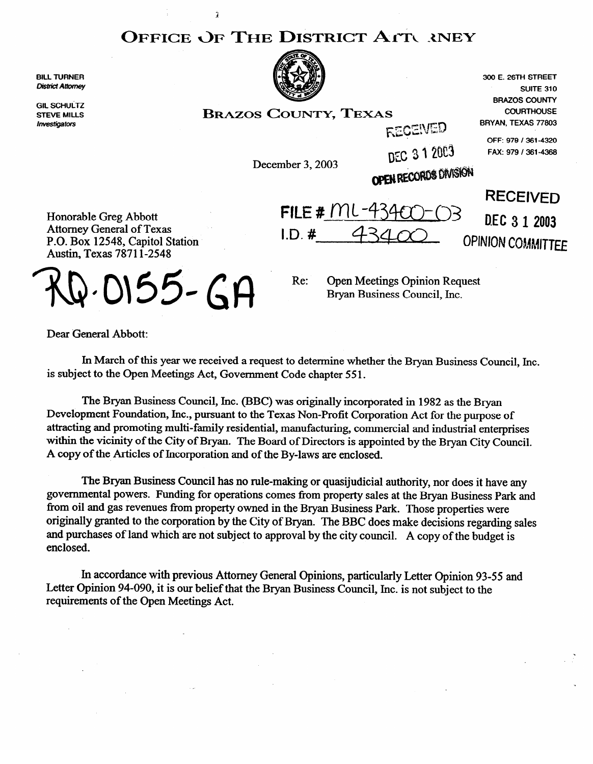# OFFICE OF THE DISTRICT ATTORNEY

BILL TURNER
*District Attorney*

GIL SCHULTZ
STEVE MILLS
*Investigators*

## BRAZOS COUNTY, TEXAS

300 E. 26TH STREET
SUITE 310
BRAZOS COUNTY
COURTHOUSE
BRYAN, TEXAS 77803

OFF: 979 / 361-4320
FAX: 979 / 361-4368

RECEIVED
DEC 31 2003
OPEN RECORDS DIVISION

December 3, 2003

RECEIVED
DEC 31 2003
OPINION COMMITTEE

FILE # ML-43400-03
I.D. # 43400

Honorable Greg Abbott
Attorney General of Texas
P.O. Box 12548, Capitol Station
Austin, Texas 78711-2548

RQ-0155-GA

Re: Open Meetings Opinion Request
Bryan Business Council, Inc.

Dear General Abbott:

In March of this year we received a request to determine whether the Bryan Business Council, Inc. is subject to the Open Meetings Act, Government Code chapter 551.

The Bryan Business Council, Inc. (BBC) was originally incorporated in 1982 as the Bryan Development Foundation, Inc., pursuant to the Texas Non-Profit Corporation Act for the purpose of attracting and promoting multi-family residential, manufacturing, commercial and industrial enterprises within the vicinity of the City of Bryan. The Board of Directors is appointed by the Bryan City Council. A copy of the Articles of Incorporation and of the By-laws are enclosed.

The Bryan Business Council has no rule-making or quasijudicial authority, nor does it have any governmental powers. Funding for operations comes from property sales at the Bryan Business Park and from oil and gas revenues from property owned in the Bryan Business Park. Those properties were originally granted to the corporation by the City of Bryan. The BBC does make decisions regarding sales and purchases of land which are not subject to approval by the city council. A copy of the budget is enclosed.

In accordance with previous Attorney General Opinions, particularly Letter Opinion 93-55 and Letter Opinion 94-090, it is our belief that the Bryan Business Council, Inc. is not subject to the requirements of the Open Meetings Act.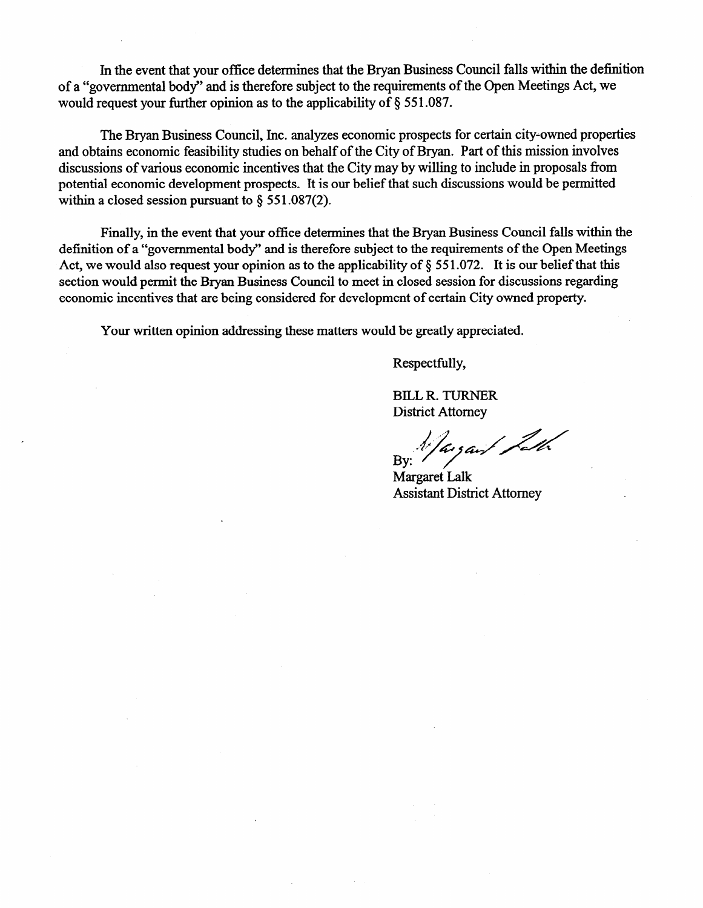In the event that your office determines that the Bryan Business Council falls within the definition of a "governmental body" and is therefore subject to the requirements of the Open Meetings Act, we would request your further opinion as to the applicability of § 551.087.

The Bryan Business Council, Inc. analyzes economic prospects for certain city-owned properties and obtains economic feasibility studies on behalf of the City of Bryan. Part of this mission involves discussions of various economic incentives that the City may by willing to include in proposals from potential economic development prospects. It is our belief that such discussions would be permitted within a closed session pursuant to § 551.087(2).

Finally, in the event that your office determines that the Bryan Business Council falls within the definition of a "governmental body" and is therefore subject to the requirements of the Open Meetings Act, we would also request your opinion as to the applicability of § 551.072. It is our belief that this section would permit the Bryan Business Council to meet in closed session for discussions regarding economic incentives that are being considered for development of certain City owned property.

Your written opinion addressing these matters would be greatly appreciated.

Respectfully,

BILL R. TURNER
District Attorney

By: Margaret Lalk
Margaret Lalk
Assistant District Attorney